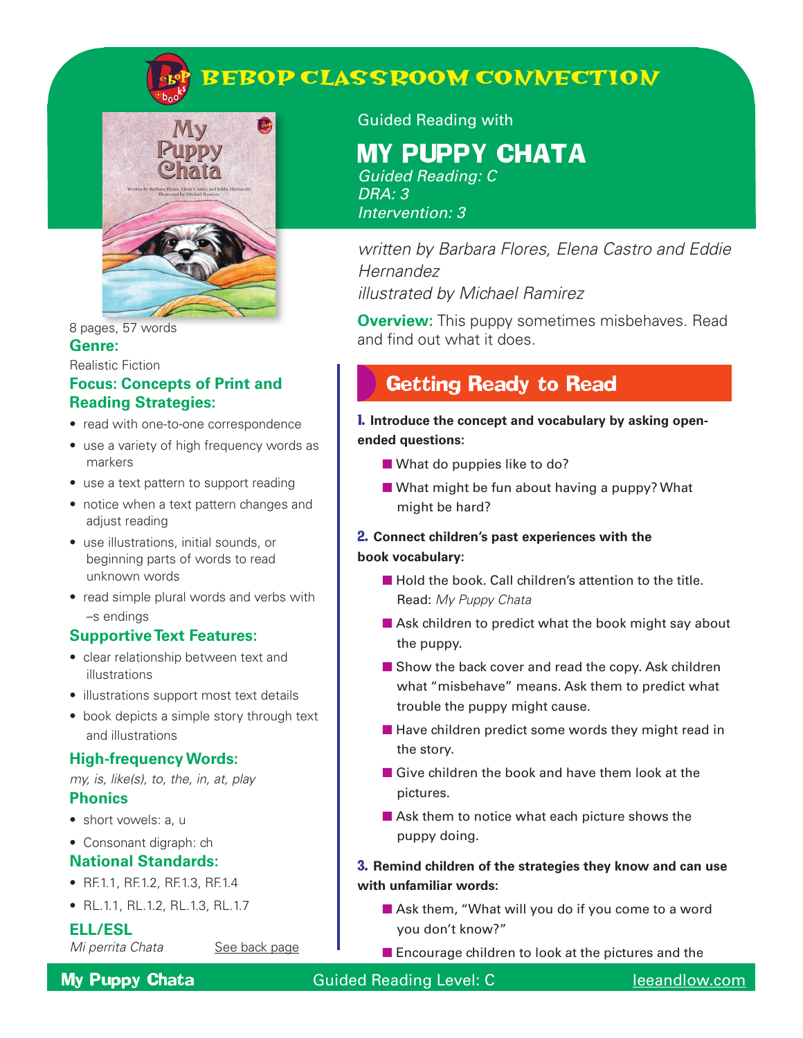# BEBOP CLASSROOM CONNECTION

Guided Reading with

# MY PUPPY CHATA

*Guided Reading: C*
*DRA: 3*
*Intervention: 3*

*written by Barbara Flores, Elena Castro and Eddie Hernandez*
*illustrated by Michael Ramirez*

**Overview:** This puppy sometimes misbehaves. Read and find out what it does.

8 pages, 57 words

**Genre:**

Realistic Fiction

**Focus: Concepts of Print and Reading Strategies:**

- read with one-to-one correspondence
- use a variety of high frequency words as markers
- use a text pattern to support reading
- notice when a text pattern changes and adjust reading
- use illustrations, initial sounds, or beginning parts of words to read unknown words
- read simple plural words and verbs with –s endings

**Supportive Text Features:**

- clear relationship between text and illustrations
- illustrations support most text details
- book depicts a simple story through text and illustrations

**High-frequency Words:**

*my, is, like(s), to, the, in, at, play*

**Phonics**

- short vowels: a, u
- Consonant digraph: ch

**National Standards:**

- RF.1.1, RF.1.2, RF.1.3, RF.1.4
- RL.1.1, RL.1.2, RL.1.3, RL.1.7

**ELL/ESL**

*Mi perrita Chata* See back page

## Getting Ready to Read

**1. Introduce the concept and vocabulary by asking open-ended questions:**

- What do puppies like to do?
- What might be fun about having a puppy? What might be hard?

**2. Connect children's past experiences with the book vocabulary:**

- Hold the book. Call children's attention to the title. Read: *My Puppy Chata*
- Ask children to predict what the book might say about the puppy.
- Show the back cover and read the copy. Ask children what "misbehave" means. Ask them to predict what trouble the puppy might cause.
- Have children predict some words they might read in the story.
- Give children the book and have them look at the pictures.
- Ask them to notice what each picture shows the puppy doing.

**3. Remind children of the strategies they know and can use with unfamiliar words:**

- Ask them, "What will you do if you come to a word you don't know?"
- Encourage children to look at the pictures and the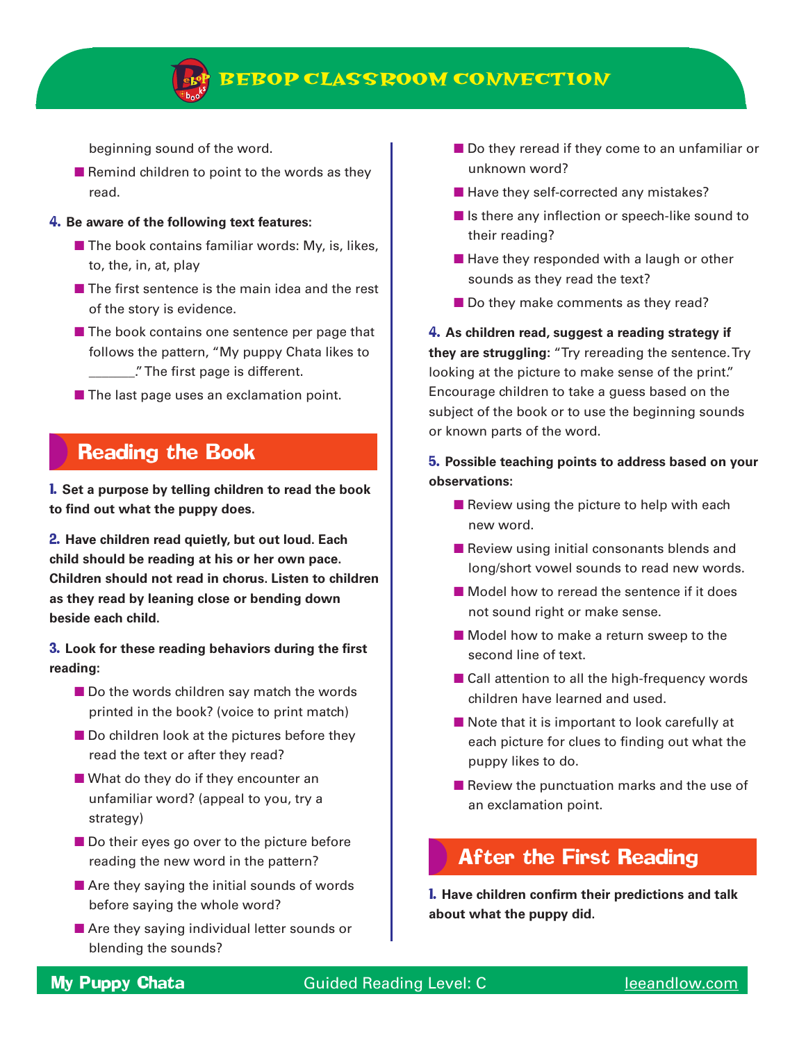beginning sound of the word.

- Remind children to point to the words as they read.

**4. Be aware of the following text features:**

- The book contains familiar words: My, is, likes, to, the, in, at, play
- The first sentence is the main idea and the rest of the story is evidence.
- The book contains one sentence per page that follows the pattern, "My puppy Chata likes to _______." The first page is different.
- The last page uses an exclamation point.

## Reading the Book

**1. Set a purpose by telling children to read the book to find out what the puppy does.**

**2. Have children read quietly, but out loud. Each child should be reading at his or her own pace. Children should not read in chorus. Listen to children as they read by leaning close or bending down beside each child.**

**3. Look for these reading behaviors during the first reading:**

- Do the words children say match the words printed in the book? (voice to print match)
- Do children look at the pictures before they read the text or after they read?
- What do they do if they encounter an unfamiliar word? (appeal to you, try a strategy)
- Do their eyes go over to the picture before reading the new word in the pattern?
- Are they saying the initial sounds of words before saying the whole word?
- Are they saying individual letter sounds or blending the sounds?
- Do they reread if they come to an unfamiliar or unknown word?
- Have they self-corrected any mistakes?
- Is there any inflection or speech-like sound to their reading?
- Have they responded with a laugh or other sounds as they read the text?
- Do they make comments as they read?

**4. As children read, suggest a reading strategy if they are struggling:** "Try rereading the sentence. Try looking at the picture to make sense of the print." Encourage children to take a guess based on the subject of the book or to use the beginning sounds or known parts of the word.

**5. Possible teaching points to address based on your observations:**

- Review using the picture to help with each new word.
- Review using initial consonants blends and long/short vowel sounds to read new words.
- Model how to reread the sentence if it does not sound right or make sense.
- Model how to make a return sweep to the second line of text.
- Call attention to all the high-frequency words children have learned and used.
- Note that it is important to look carefully at each picture for clues to finding out what the puppy likes to do.
- Review the punctuation marks and the use of an exclamation point.

## After the First Reading

**1. Have children confirm their predictions and talk about what the puppy did.**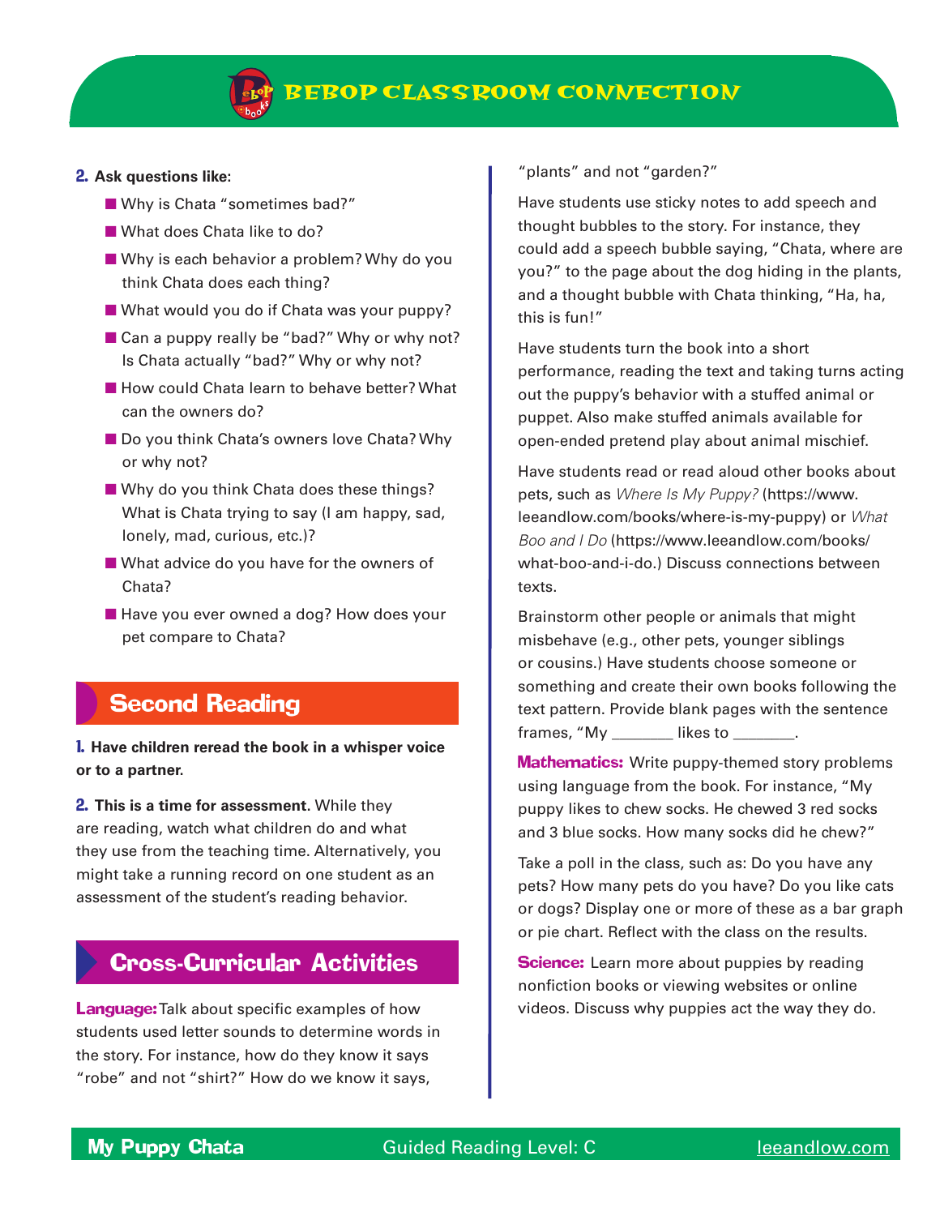**2. Ask questions like:**

- Why is Chata "sometimes bad?"
- What does Chata like to do?
- Why is each behavior a problem? Why do you think Chata does each thing?
- What would you do if Chata was your puppy?
- Can a puppy really be "bad?" Why or why not? Is Chata actually "bad?" Why or why not?
- How could Chata learn to behave better? What can the owners do?
- Do you think Chata's owners love Chata? Why or why not?
- Why do you think Chata does these things? What is Chata trying to say (I am happy, sad, lonely, mad, curious, etc.)?
- What advice do you have for the owners of Chata?
- Have you ever owned a dog? How does your pet compare to Chata?

## Second Reading

**1. Have children reread the book in a whisper voice or to a partner.**

**2. This is a time for assessment.** While they are reading, watch what children do and what they use from the teaching time. Alternatively, you might take a running record on one student as an assessment of the student's reading behavior.

## Cross-Curricular Activities

**Language:** Talk about specific examples of how students used letter sounds to determine words in the story. For instance, how do they know it says "robe" and not "shirt?" How do we know it says, "plants" and not "garden?"

Have students use sticky notes to add speech and thought bubbles to the story. For instance, they could add a speech bubble saying, "Chata, where are you?" to the page about the dog hiding in the plants, and a thought bubble with Chata thinking, "Ha, ha, this is fun!"

Have students turn the book into a short performance, reading the text and taking turns acting out the puppy's behavior with a stuffed animal or puppet. Also make stuffed animals available for open-ended pretend play about animal mischief.

Have students read or read aloud other books about pets, such as *Where Is My Puppy?* (https://www.leeandlow.com/books/where-is-my-puppy) or *What Boo and I Do* (https://www.leeandlow.com/books/what-boo-and-i-do.) Discuss connections between texts.

Brainstorm other people or animals that might misbehave (e.g., other pets, younger siblings or cousins.) Have students choose someone or something and create their own books following the text pattern. Provide blank pages with the sentence frames, "My _______ likes to _______.

**Mathematics:** Write puppy-themed story problems using language from the book. For instance, "My puppy likes to chew socks. He chewed 3 red socks and 3 blue socks. How many socks did he chew?"

Take a poll in the class, such as: Do you have any pets? How many pets do you have? Do you like cats or dogs? Display one or more of these as a bar graph or pie chart. Reflect with the class on the results.

**Science:** Learn more about puppies by reading nonfiction books or viewing websites or online videos. Discuss why puppies act the way they do.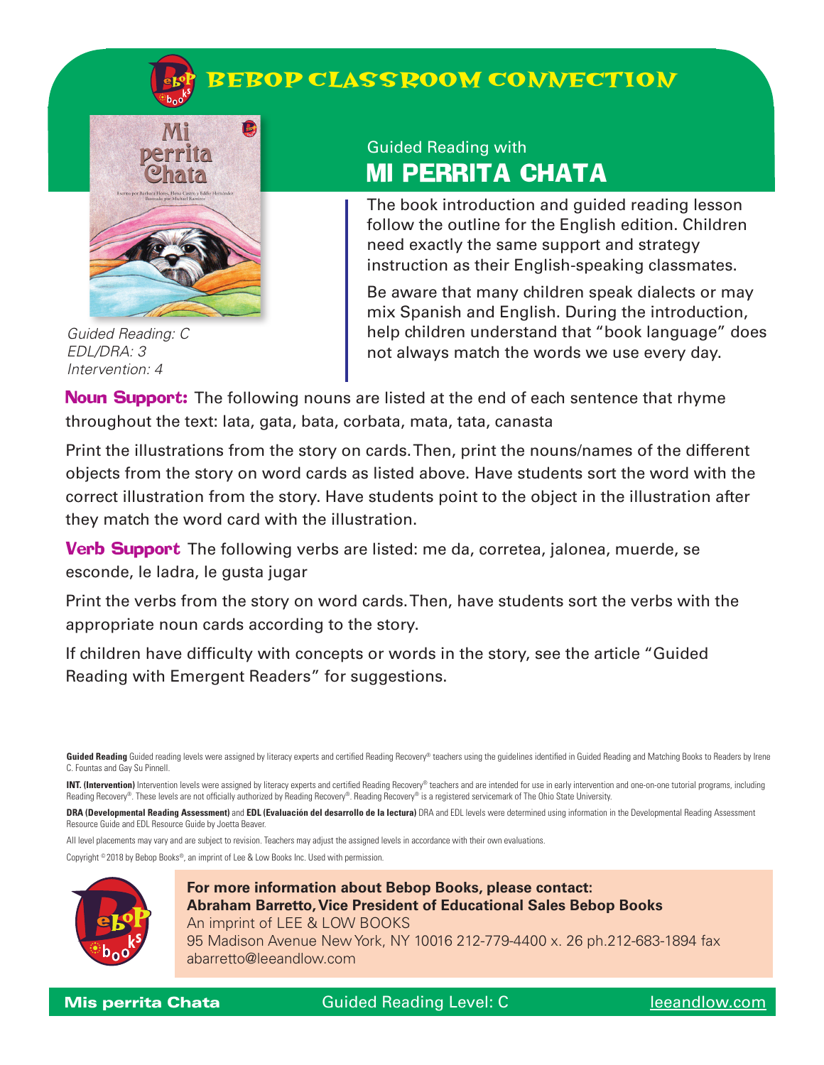# BEBOP CLASSROOM CONNECTION

*Guided Reading: C*
*EDL/DRA: 3*
*Intervention: 4*

## Guided Reading with MI PERRITA CHATA

The book introduction and guided reading lesson follow the outline for the English edition. Children need exactly the same support and strategy instruction as their English-speaking classmates.

Be aware that many children speak dialects or may mix Spanish and English. During the introduction, help children understand that "book language" does not always match the words we use every day.

**Noun Support:** The following nouns are listed at the end of each sentence that rhyme throughout the text: lata, gata, bata, corbata, mata, tata, canasta

Print the illustrations from the story on cards. Then, print the nouns/names of the different objects from the story on word cards as listed above. Have students sort the word with the correct illustration from the story. Have students point to the object in the illustration after they match the word card with the illustration.

**Verb Support** The following verbs are listed: me da, corretea, jalonea, muerde, se esconde, le ladra, le gusta jugar

Print the verbs from the story on word cards. Then, have students sort the verbs with the appropriate noun cards according to the story.

If children have difficulty with concepts or words in the story, see the article "Guided Reading with Emergent Readers" for suggestions.

**Guided Reading** Guided reading levels were assigned by literacy experts and certified Reading Recovery® teachers using the guidelines identified in Guided Reading and Matching Books to Readers by Irene C. Fountas and Gay Su Pinnell.

**INT. (Intervention)** Intervention levels were assigned by literacy experts and certified Reading Recovery® teachers and are intended for use in early intervention and one-on-one tutorial programs, including Reading Recovery®. These levels are not officially authorized by Reading Recovery®. Reading Recovery® is a registered servicemark of The Ohio State University.

**DRA (Developmental Reading Assessment)** and **EDL (Evaluación del desarrollo de la lectura)** DRA and EDL levels were determined using information in the Developmental Reading Assessment Resource Guide and EDL Resource Guide by Joetta Beaver.

All level placements may vary and are subject to revision. Teachers may adjust the assigned levels in accordance with their own evaluations.

Copyright © 2018 by Bebop Books®, an imprint of Lee & Low Books Inc. Used with permission.

**For more information about Bebop Books, please contact:**
**Abraham Barretto, Vice President of Educational Sales Bebop Books**
An imprint of LEE & LOW BOOKS
95 Madison Avenue New York, NY 10016 212-779-4400 x. 26 ph.212-683-1894 fax
abarretto@leeandlow.com